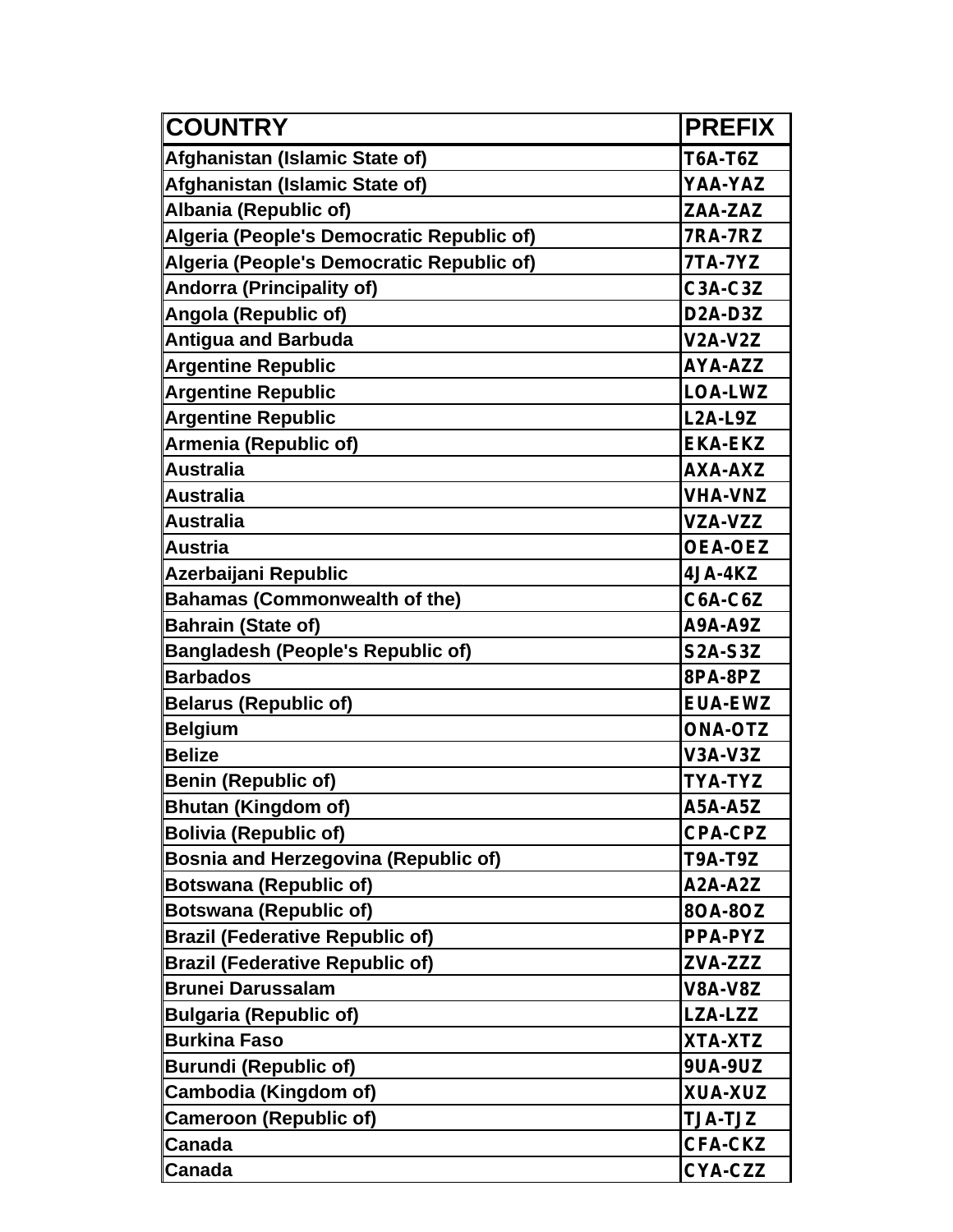| COUNTRY | PREFIX |
|---|---|
| Afghanistan (Islamic State of) | T6A-T6Z |
| Afghanistan (Islamic State of) | YAA-YAZ |
| Albania (Republic of) | ZAA-ZAZ |
| Algeria (People's Democratic Republic of) | 7RA-7RZ |
| Algeria (People's Democratic Republic of) | 7TA-7YZ |
| Andorra (Principality of) | C3A-C3Z |
| Angola (Republic of) | D2A-D3Z |
| Antigua and Barbuda | V2A-V2Z |
| Argentine Republic | AYA-AZZ |
| Argentine Republic | LOA-LWZ |
| Argentine Republic | L2A-L9Z |
| Armenia (Republic of) | EKA-EKZ |
| Australia | AXA-AXZ |
| Australia | VHA-VNZ |
| Australia | VZA-VZZ |
| Austria | OEA-OEZ |
| Azerbaijani Republic | 4JA-4KZ |
| Bahamas (Commonwealth of the) | C6A-C6Z |
| Bahrain (State of) | A9A-A9Z |
| Bangladesh (People's Republic of) | S2A-S3Z |
| Barbados | 8PA-8PZ |
| Belarus (Republic of) | EUA-EWZ |
| Belgium | ONA-OTZ |
| Belize | V3A-V3Z |
| Benin (Republic of) | TYA-TYZ |
| Bhutan (Kingdom of) | A5A-A5Z |
| Bolivia (Republic of) | CPA-CPZ |
| Bosnia and Herzegovina (Republic of) | T9A-T9Z |
| Botswana (Republic of) | A2A-A2Z |
| Botswana (Republic of) | 8OA-8OZ |
| Brazil (Federative Republic of) | PPA-PYZ |
| Brazil (Federative Republic of) | ZVA-ZZZ |
| Brunei Darussalam | V8A-V8Z |
| Bulgaria (Republic of) | LZA-LZZ |
| Burkina Faso | XTA-XTZ |
| Burundi (Republic of) | 9UA-9UZ |
| Cambodia (Kingdom of) | XUA-XUZ |
| Cameroon (Republic of) | TJA-TJZ |
| Canada | CFA-CKZ |
| Canada | CYA-CZZ |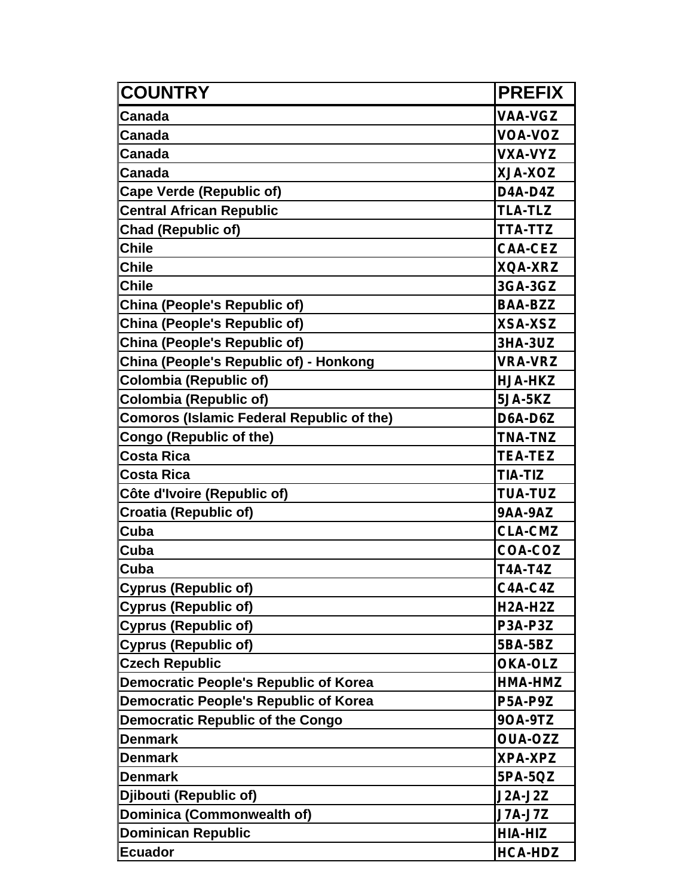| COUNTRY | PREFIX |
|---|---|
| Canada | VAA-VGZ |
| Canada | VOA-VOZ |
| Canada | VXA-VYZ |
| Canada | XJA-XOZ |
| Cape Verde (Republic of) | D4A-D4Z |
| Central African Republic | TLA-TLZ |
| Chad (Republic of) | TTA-TTZ |
| Chile | CAA-CEZ |
| Chile | XQA-XRZ |
| Chile | 3GA-3GZ |
| China (People's Republic of) | BAA-BZZ |
| China (People's Republic of) | XSA-XSZ |
| China (People's Republic of) | 3HA-3UZ |
| China (People's Republic of) - Honkong | VRA-VRZ |
| Colombia (Republic of) | HJA-HKZ |
| Colombia (Republic of) | 5JA-5KZ |
| Comoros (Islamic Federal Republic of the) | D6A-D6Z |
| Congo (Republic of the) | TNA-TNZ |
| Costa Rica | TEA-TEZ |
| Costa Rica | TIA-TIZ |
| Côte d'Ivoire (Republic of) | TUA-TUZ |
| Croatia (Republic of) | 9AA-9AZ |
| Cuba | CLA-CMZ |
| Cuba | COA-COZ |
| Cuba | T4A-T4Z |
| Cyprus (Republic of) | C4A-C4Z |
| Cyprus (Republic of) | H2A-H2Z |
| Cyprus (Republic of) | P3A-P3Z |
| Cyprus (Republic of) | 5BA-5BZ |
| Czech Republic | OKA-OLZ |
| Democratic People's Republic of Korea | HMA-HMZ |
| Democratic People's Republic of Korea | P5A-P9Z |
| Democratic Republic of the Congo | 9OA-9TZ |
| Denmark | OUA-OZZ |
| Denmark | XPA-XPZ |
| Denmark | 5PA-5QZ |
| Djibouti (Republic of) | J2A-J2Z |
| Dominica (Commonwealth of) | J7A-J7Z |
| Dominican Republic | HIA-HIZ |
| Ecuador | HCA-HDZ |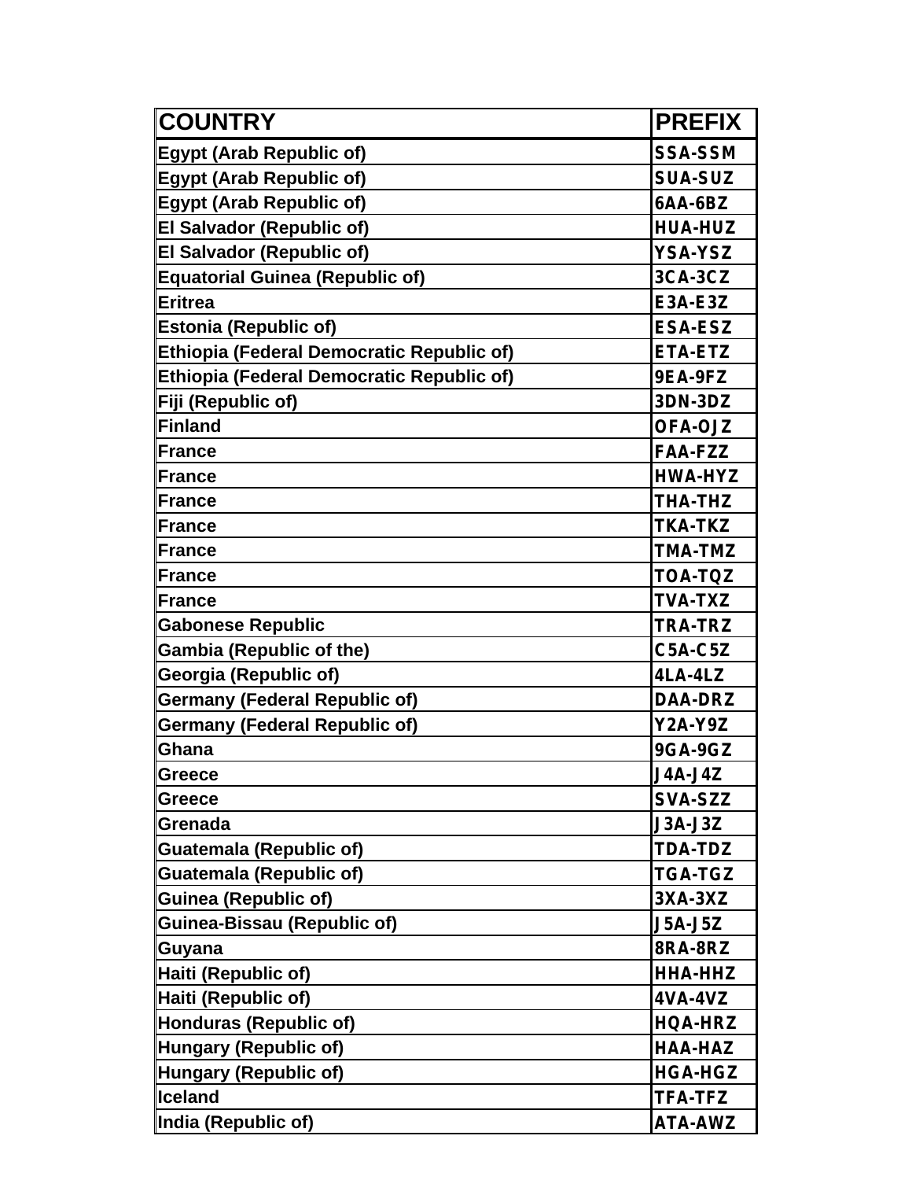| COUNTRY | PREFIX |
| --- | --- |
| Egypt (Arab Republic of) | SSA-SSM |
| Egypt (Arab Republic of) | SUA-SUZ |
| Egypt (Arab Republic of) | 6AA-6BZ |
| El Salvador (Republic of) | HUA-HUZ |
| El Salvador (Republic of) | YSA-YSZ |
| Equatorial Guinea (Republic of) | 3CA-3CZ |
| Eritrea | E3A-E3Z |
| Estonia (Republic of) | ESA-ESZ |
| Ethiopia (Federal Democratic Republic of) | ETA-ETZ |
| Ethiopia (Federal Democratic Republic of) | 9EA-9FZ |
| Fiji (Republic of) | 3DN-3DZ |
| Finland | OFA-OJZ |
| France | FAA-FZZ |
| France | HWA-HYZ |
| France | THA-THZ |
| France | TKA-TKZ |
| France | TMA-TMZ |
| France | TOA-TQZ |
| France | TVA-TXZ |
| Gabonese Republic | TRA-TRZ |
| Gambia (Republic of the) | C5A-C5Z |
| Georgia (Republic of) | 4LA-4LZ |
| Germany (Federal Republic of) | DAA-DRZ |
| Germany (Federal Republic of) | Y2A-Y9Z |
| Ghana | 9GA-9GZ |
| Greece | J4A-J4Z |
| Greece | SVA-SZZ |
| Grenada | J3A-J3Z |
| Guatemala (Republic of) | TDA-TDZ |
| Guatemala (Republic of) | TGA-TGZ |
| Guinea (Republic of) | 3XA-3XZ |
| Guinea-Bissau (Republic of) | J5A-J5Z |
| Guyana | 8RA-8RZ |
| Haiti (Republic of) | HHA-HHZ |
| Haiti (Republic of) | 4VA-4VZ |
| Honduras (Republic of) | HQA-HRZ |
| Hungary (Republic of) | HAA-HAZ |
| Hungary (Republic of) | HGA-HGZ |
| Iceland | TFA-TFZ |
| India (Republic of) | ATA-AWZ |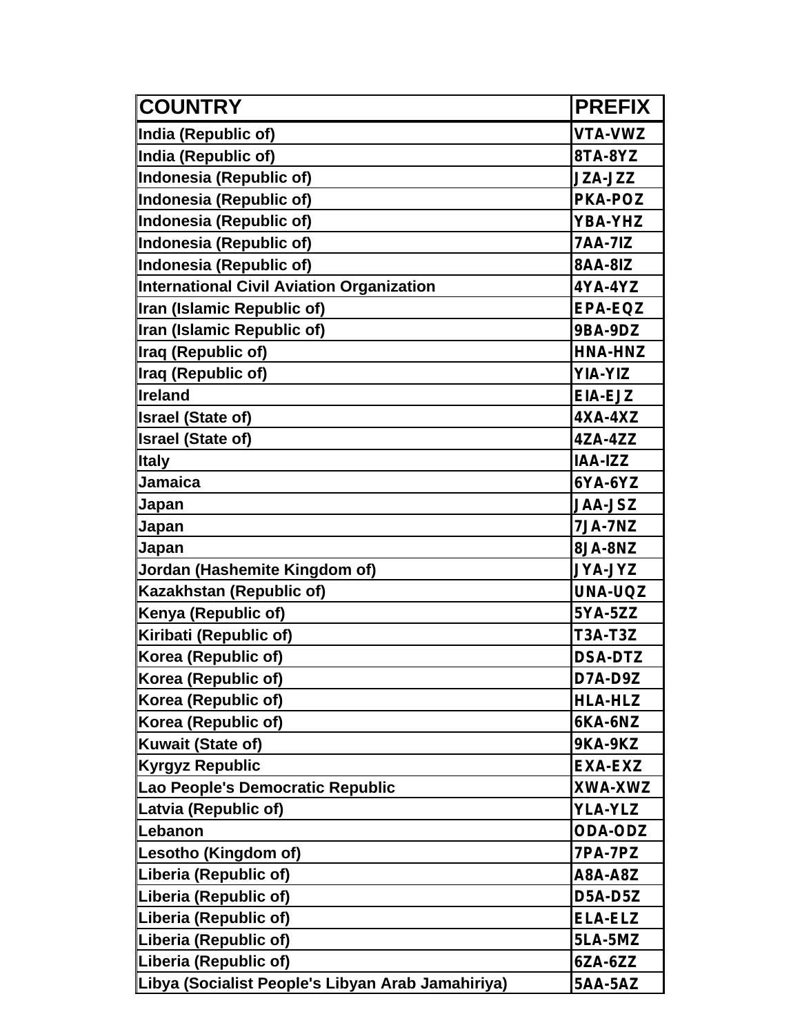| COUNTRY | PREFIX |
| --- | --- |
| India (Republic of) | VTA-VWZ |
| India (Republic of) | 8TA-8YZ |
| Indonesia (Republic of) | JZA-JZZ |
| Indonesia (Republic of) | PKA-POZ |
| Indonesia (Republic of) | YBA-YHZ |
| Indonesia (Republic of) | 7AA-7IZ |
| Indonesia (Republic of) | 8AA-8IZ |
| International Civil Aviation Organization | 4YA-4YZ |
| Iran (Islamic Republic of) | EPA-EQZ |
| Iran (Islamic Republic of) | 9BA-9DZ |
| Iraq (Republic of) | HNA-HNZ |
| Iraq (Republic of) | YIA-YIZ |
| Ireland | EIA-EJZ |
| Israel (State of) | 4XA-4XZ |
| Israel (State of) | 4ZA-4ZZ |
| Italy | IAA-IZZ |
| Jamaica | 6YA-6YZ |
| Japan | JAA-JSZ |
| Japan | 7JA-7NZ |
| Japan | 8JA-8NZ |
| Jordan (Hashemite Kingdom of) | JYA-JYZ |
| Kazakhstan (Republic of) | UNA-UQZ |
| Kenya (Republic of) | 5YA-5ZZ |
| Kiribati (Republic of) | T3A-T3Z |
| Korea (Republic of) | DSA-DTZ |
| Korea (Republic of) | D7A-D9Z |
| Korea (Republic of) | HLA-HLZ |
| Korea (Republic of) | 6KA-6NZ |
| Kuwait (State of) | 9KA-9KZ |
| Kyrgyz Republic | EXA-EXZ |
| Lao People's Democratic Republic | XWA-XWZ |
| Latvia (Republic of) | YLA-YLZ |
| Lebanon | ODA-ODZ |
| Lesotho (Kingdom of) | 7PA-7PZ |
| Liberia (Republic of) | A8A-A8Z |
| Liberia (Republic of) | D5A-D5Z |
| Liberia (Republic of) | ELA-ELZ |
| Liberia (Republic of) | 5LA-5MZ |
| Liberia (Republic of) | 6ZA-6ZZ |
| Libya (Socialist People's Libyan Arab Jamahiriya) | 5AA-5AZ |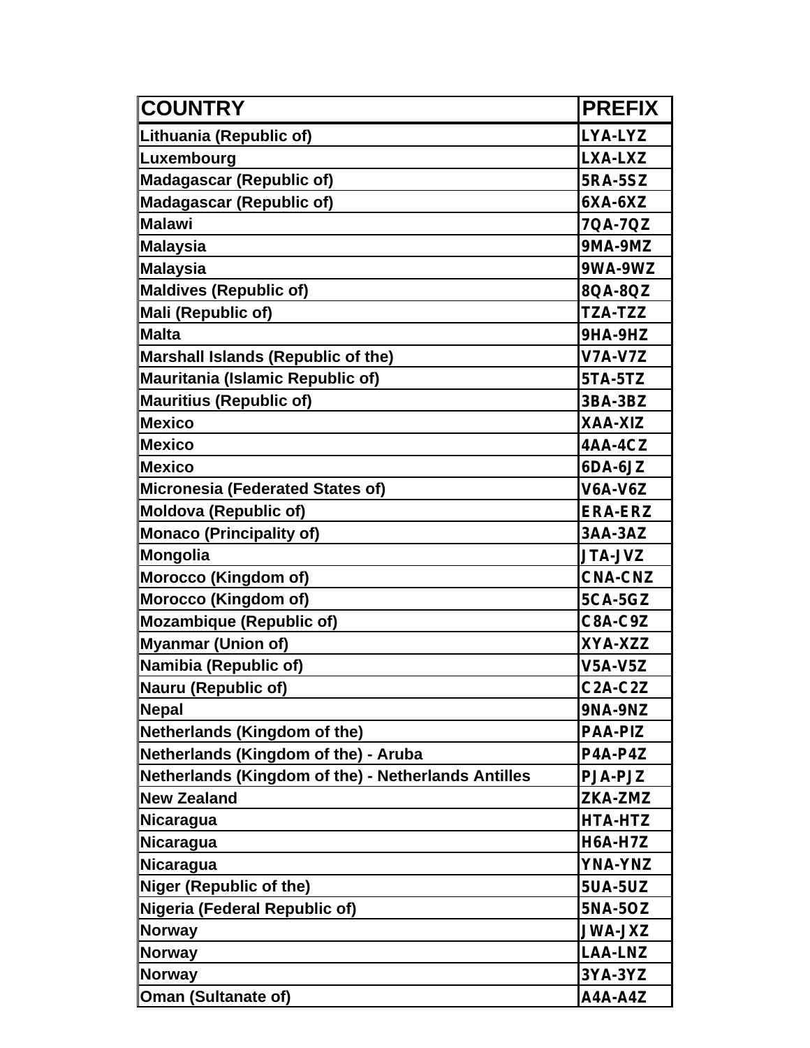| COUNTRY | PREFIX |
| --- | --- |
| Lithuania (Republic of) | LYA-LYZ |
| Luxembourg | LXA-LXZ |
| Madagascar (Republic of) | 5RA-5SZ |
| Madagascar (Republic of) | 6XA-6XZ |
| Malawi | 7QA-7QZ |
| Malaysia | 9MA-9MZ |
| Malaysia | 9WA-9WZ |
| Maldives (Republic of) | 8QA-8QZ |
| Mali (Republic of) | TZA-TZZ |
| Malta | 9HA-9HZ |
| Marshall Islands (Republic of the) | V7A-V7Z |
| Mauritania (Islamic Republic of) | 5TA-5TZ |
| Mauritius (Republic of) | 3BA-3BZ |
| Mexico | XAA-XIZ |
| Mexico | 4AA-4CZ |
| Mexico | 6DA-6JZ |
| Micronesia (Federated States of) | V6A-V6Z |
| Moldova (Republic of) | ERA-ERZ |
| Monaco (Principality of) | 3AA-3AZ |
| Mongolia | JTA-JVZ |
| Morocco (Kingdom of) | CNA-CNZ |
| Morocco (Kingdom of) | 5CA-5GZ |
| Mozambique (Republic of) | C8A-C9Z |
| Myanmar (Union of) | XYA-XZZ |
| Namibia (Republic of) | V5A-V5Z |
| Nauru (Republic of) | C2A-C2Z |
| Nepal | 9NA-9NZ |
| Netherlands (Kingdom of the) | PAA-PIZ |
| Netherlands (Kingdom of the) - Aruba | P4A-P4Z |
| Netherlands (Kingdom of the) - Netherlands Antilles | PJA-PJZ |
| New Zealand | ZKA-ZMZ |
| Nicaragua | HTA-HTZ |
| Nicaragua | H6A-H7Z |
| Nicaragua | YNA-YNZ |
| Niger (Republic of the) | 5UA-5UZ |
| Nigeria (Federal Republic of) | 5NA-5OZ |
| Norway | JWA-JXZ |
| Norway | LAA-LNZ |
| Norway | 3YA-3YZ |
| Oman (Sultanate of) | A4A-A4Z |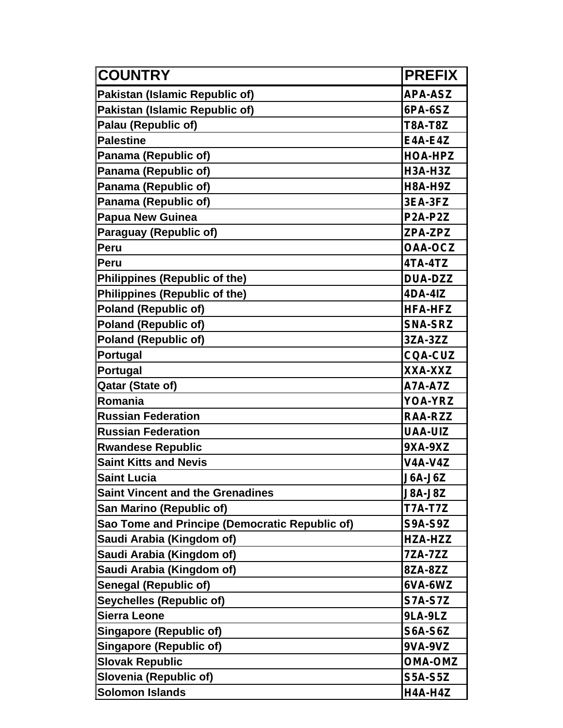| COUNTRY | PREFIX |
|---|---|
| Pakistan (Islamic Republic of) | APA-ASZ |
| Pakistan (Islamic Republic of) | 6PA-6SZ |
| Palau (Republic of) | T8A-T8Z |
| Palestine | E4A-E4Z |
| Panama (Republic of) | HOA-HPZ |
| Panama (Republic of) | H3A-H3Z |
| Panama (Republic of) | H8A-H9Z |
| Panama (Republic of) | 3EA-3FZ |
| Papua New Guinea | P2A-P2Z |
| Paraguay (Republic of) | ZPA-ZPZ |
| Peru | OAA-OCZ |
| Peru | 4TA-4TZ |
| Philippines (Republic of the) | DUA-DZZ |
| Philippines (Republic of the) | 4DA-4IZ |
| Poland (Republic of) | HFA-HFZ |
| Poland (Republic of) | SNA-SRZ |
| Poland (Republic of) | 3ZA-3ZZ |
| Portugal | CQA-CUZ |
| Portugal | XXA-XXZ |
| Qatar (State of) | A7A-A7Z |
| Romania | YOA-YRZ |
| Russian Federation | RAA-RZZ |
| Russian Federation | UAA-UIZ |
| Rwandese Republic | 9XA-9XZ |
| Saint Kitts and Nevis | V4A-V4Z |
| Saint Lucia | J6A-J6Z |
| Saint Vincent and the Grenadines | J8A-J8Z |
| San Marino (Republic of) | T7A-T7Z |
| Sao Tome and Principe (Democratic Republic of) | S9A-S9Z |
| Saudi Arabia (Kingdom of) | HZA-HZZ |
| Saudi Arabia (Kingdom of) | 7ZA-7ZZ |
| Saudi Arabia (Kingdom of) | 8ZA-8ZZ |
| Senegal (Republic of) | 6VA-6WZ |
| Seychelles (Republic of) | S7A-S7Z |
| Sierra Leone | 9LA-9LZ |
| Singapore (Republic of) | S6A-S6Z |
| Singapore (Republic of) | 9VA-9VZ |
| Slovak Republic | OMA-OMZ |
| Slovenia (Republic of) | S5A-S5Z |
| Solomon Islands | H4A-H4Z |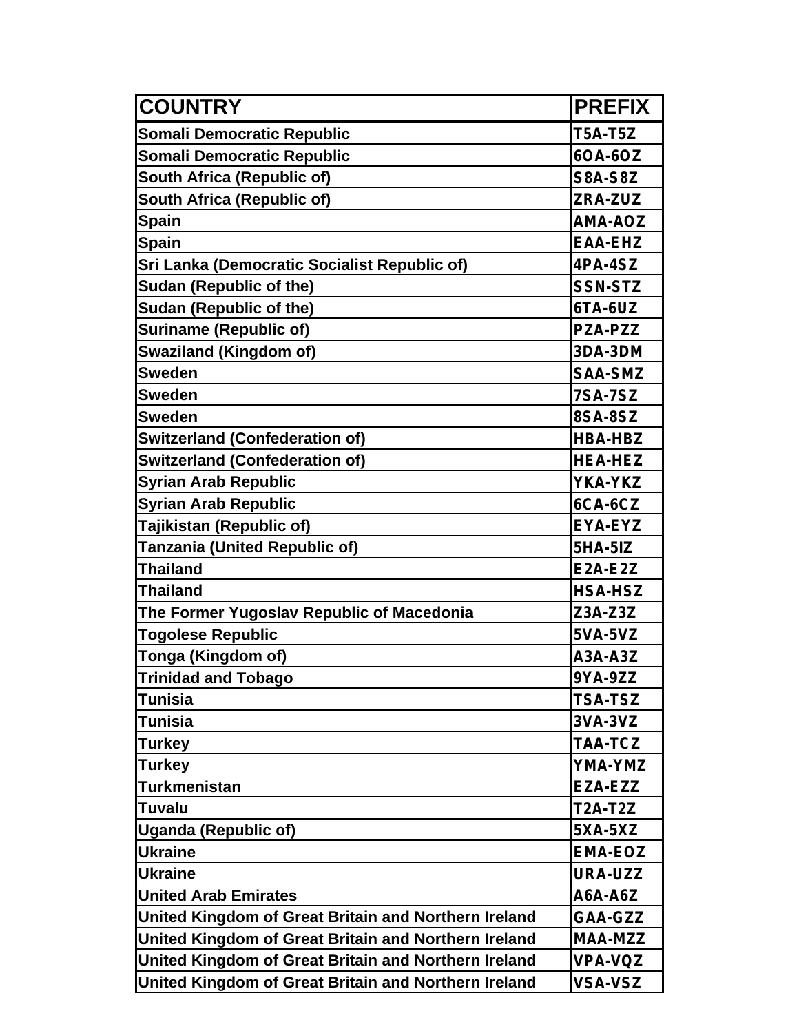| COUNTRY | PREFIX |
| --- | --- |
| Somali Democratic Republic | T5A-T5Z |
| Somali Democratic Republic | 6OA-6OZ |
| South Africa (Republic of) | S8A-S8Z |
| South Africa (Republic of) | ZRA-ZUZ |
| Spain | AMA-AOZ |
| Spain | EAA-EHZ |
| Sri Lanka (Democratic Socialist Republic of) | 4PA-4SZ |
| Sudan (Republic of the) | SSN-STZ |
| Sudan (Republic of the) | 6TA-6UZ |
| Suriname (Republic of) | PZA-PZZ |
| Swaziland (Kingdom of) | 3DA-3DM |
| Sweden | SAA-SMZ |
| Sweden | 7SA-7SZ |
| Sweden | 8SA-8SZ |
| Switzerland (Confederation of) | HBA-HBZ |
| Switzerland (Confederation of) | HEA-HEZ |
| Syrian Arab Republic | YKA-YKZ |
| Syrian Arab Republic | 6CA-6CZ |
| Tajikistan (Republic of) | EYA-EYZ |
| Tanzania (United Republic of) | 5HA-5IZ |
| Thailand | E2A-E2Z |
| Thailand | HSA-HSZ |
| The Former Yugoslav Republic of Macedonia | Z3A-Z3Z |
| Togolese Republic | 5VA-5VZ |
| Tonga (Kingdom of) | A3A-A3Z |
| Trinidad and Tobago | 9YA-9ZZ |
| Tunisia | TSA-TSZ |
| Tunisia | 3VA-3VZ |
| Turkey | TAA-TCZ |
| Turkey | YMA-YMZ |
| Turkmenistan | EZA-EZZ |
| Tuvalu | T2A-T2Z |
| Uganda (Republic of) | 5XA-5XZ |
| Ukraine | EMA-EOZ |
| Ukraine | URA-UZZ |
| United Arab Emirates | A6A-A6Z |
| United Kingdom of Great Britain and Northern Ireland | GAA-GZZ |
| United Kingdom of Great Britain and Northern Ireland | MAA-MZZ |
| United Kingdom of Great Britain and Northern Ireland | VPA-VQZ |
| United Kingdom of Great Britain and Northern Ireland | VSA-VSZ |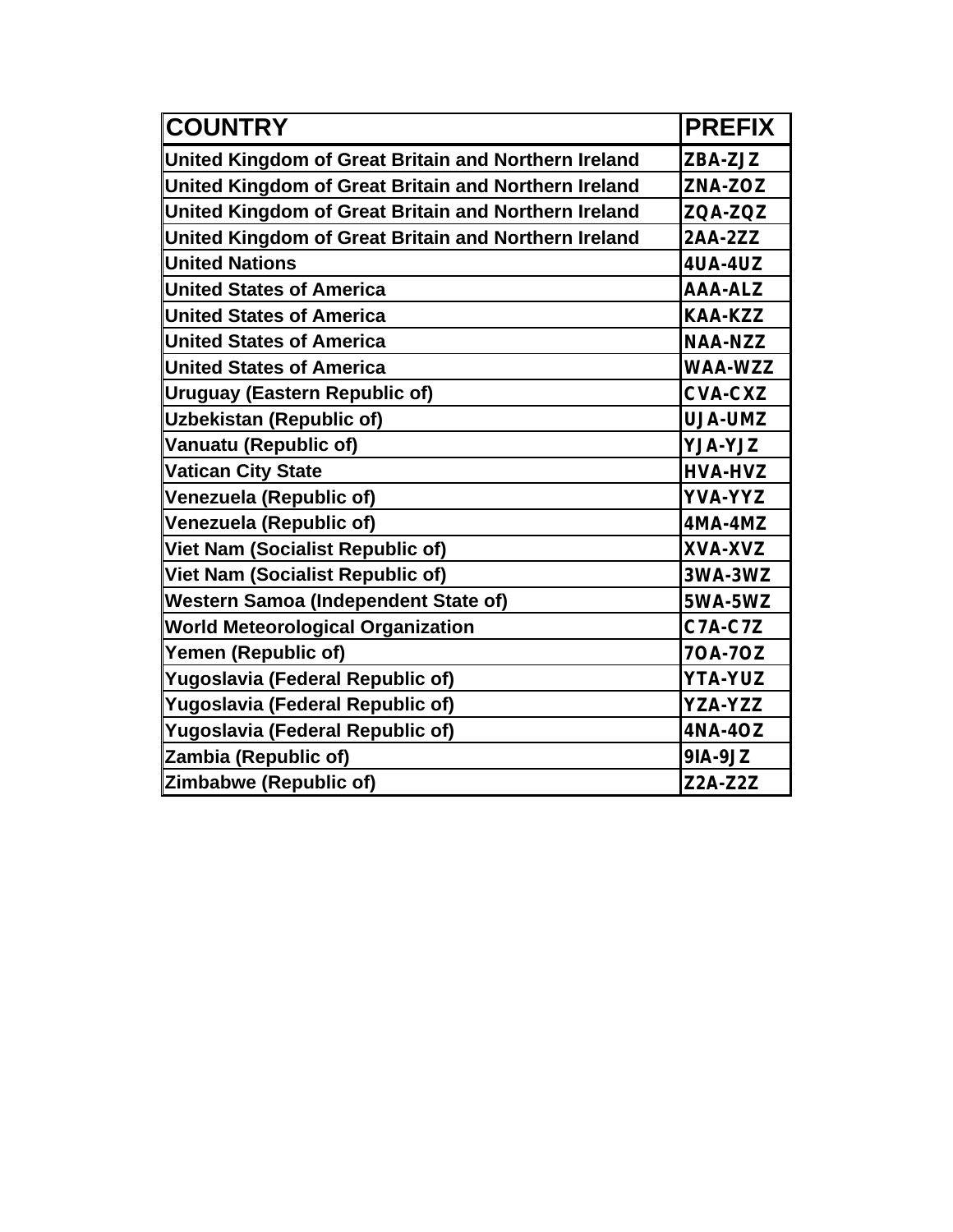| COUNTRY | PREFIX |
|---|---|
| United Kingdom of Great Britain and Northern Ireland | ZBA-ZJZ |
| United Kingdom of Great Britain and Northern Ireland | ZNA-ZOZ |
| United Kingdom of Great Britain and Northern Ireland | ZQA-ZQZ |
| United Kingdom of Great Britain and Northern Ireland | 2AA-2ZZ |
| United Nations | 4UA-4UZ |
| United States of America | AAA-ALZ |
| United States of America | KAA-KZZ |
| United States of America | NAA-NZZ |
| United States of America | WAA-WZZ |
| Uruguay (Eastern Republic of) | CVA-CXZ |
| Uzbekistan (Republic of) | UJA-UMZ |
| Vanuatu (Republic of) | YJA-YJZ |
| Vatican City State | HVA-HVZ |
| Venezuela (Republic of) | YVA-YYZ |
| Venezuela (Republic of) | 4MA-4MZ |
| Viet Nam (Socialist Republic of) | XVA-XVZ |
| Viet Nam (Socialist Republic of) | 3WA-3WZ |
| Western Samoa (Independent State of) | 5WA-5WZ |
| World Meteorological Organization | C7A-C7Z |
| Yemen (Republic of) | 7OA-7OZ |
| Yugoslavia (Federal Republic of) | YTA-YUZ |
| Yugoslavia (Federal Republic of) | YZA-YZZ |
| Yugoslavia (Federal Republic of) | 4NA-4OZ |
| Zambia (Republic of) | 9IA-9JZ |
| Zimbabwe (Republic of) | Z2A-Z2Z |